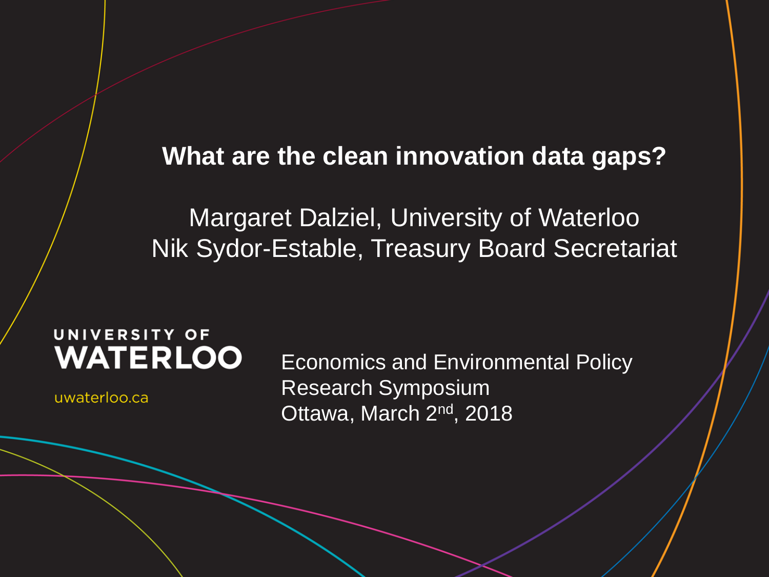# What are the clean innovation data gaps?

Margaret Dalziel, University of Waterloo
Nik Sydor-Estable, Treasury Board Secretariat

UNIVERSITY OF WATERLOO

uwaterloo.ca

Economics and Environmental Policy Research Symposium
Ottawa, March 2nd, 2018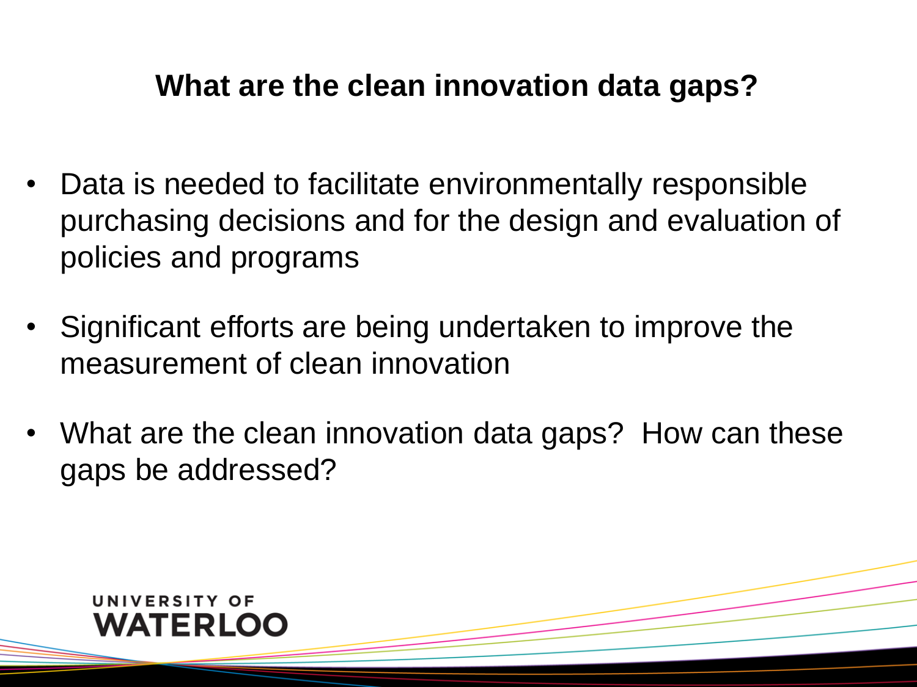## What are the clean innovation data gaps?

- Data is needed to facilitate environmentally responsible purchasing decisions and for the design and evaluation of policies and programs
- Significant efforts are being undertaken to improve the measurement of clean innovation
- What are the clean innovation data gaps? How can these gaps be addressed?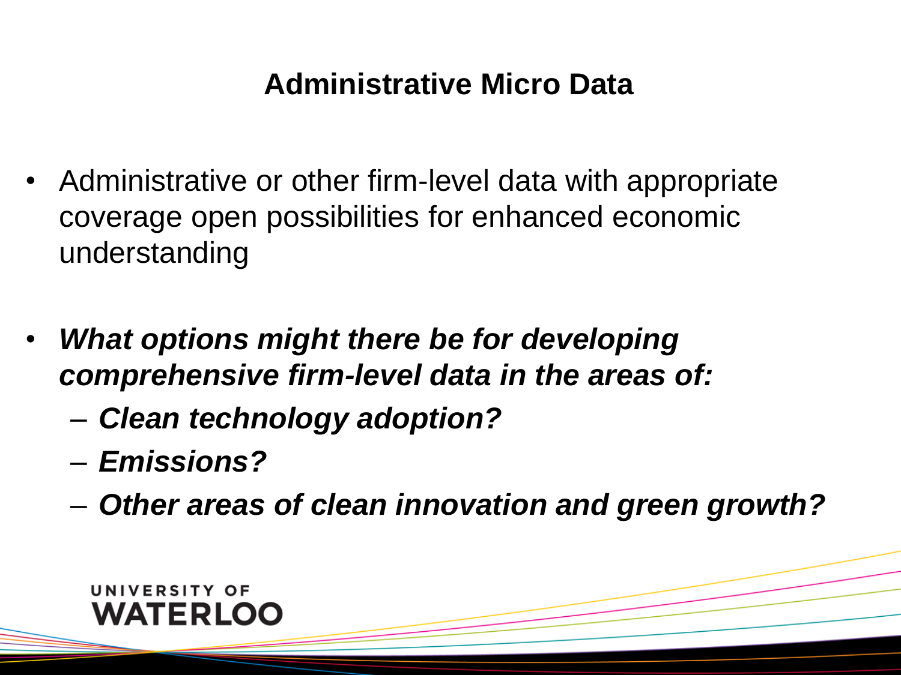# Administrative Micro Data

- Administrative or other firm-level data with appropriate coverage open possibilities for enhanced economic understanding

- ***What options might there be for developing comprehensive firm-level data in the areas of:***
  - ***Clean technology adoption?***
  - ***Emissions?***
  - ***Other areas of clean innovation and green growth?***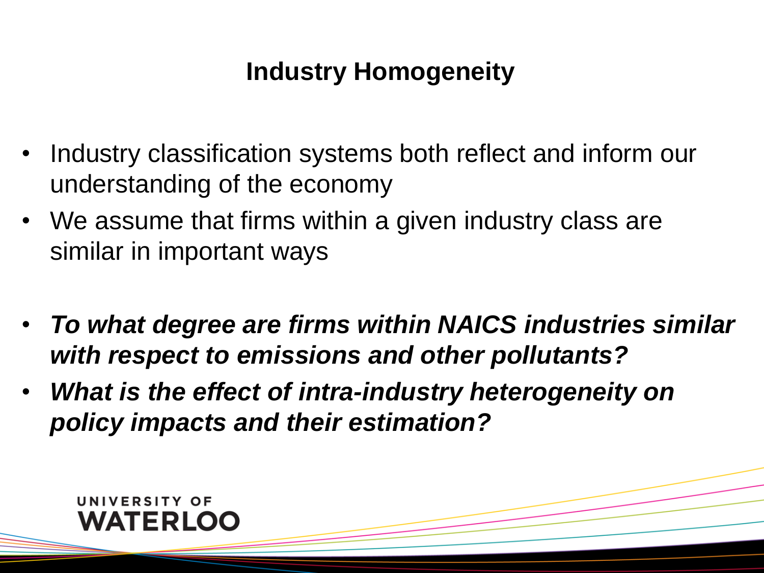# Industry Homogeneity

- Industry classification systems both reflect and inform our understanding of the economy
- We assume that firms within a given industry class are similar in important ways

- ***To what degree are firms within NAICS industries similar with respect to emissions and other pollutants?***
- ***What is the effect of intra-industry heterogeneity on policy impacts and their estimation?***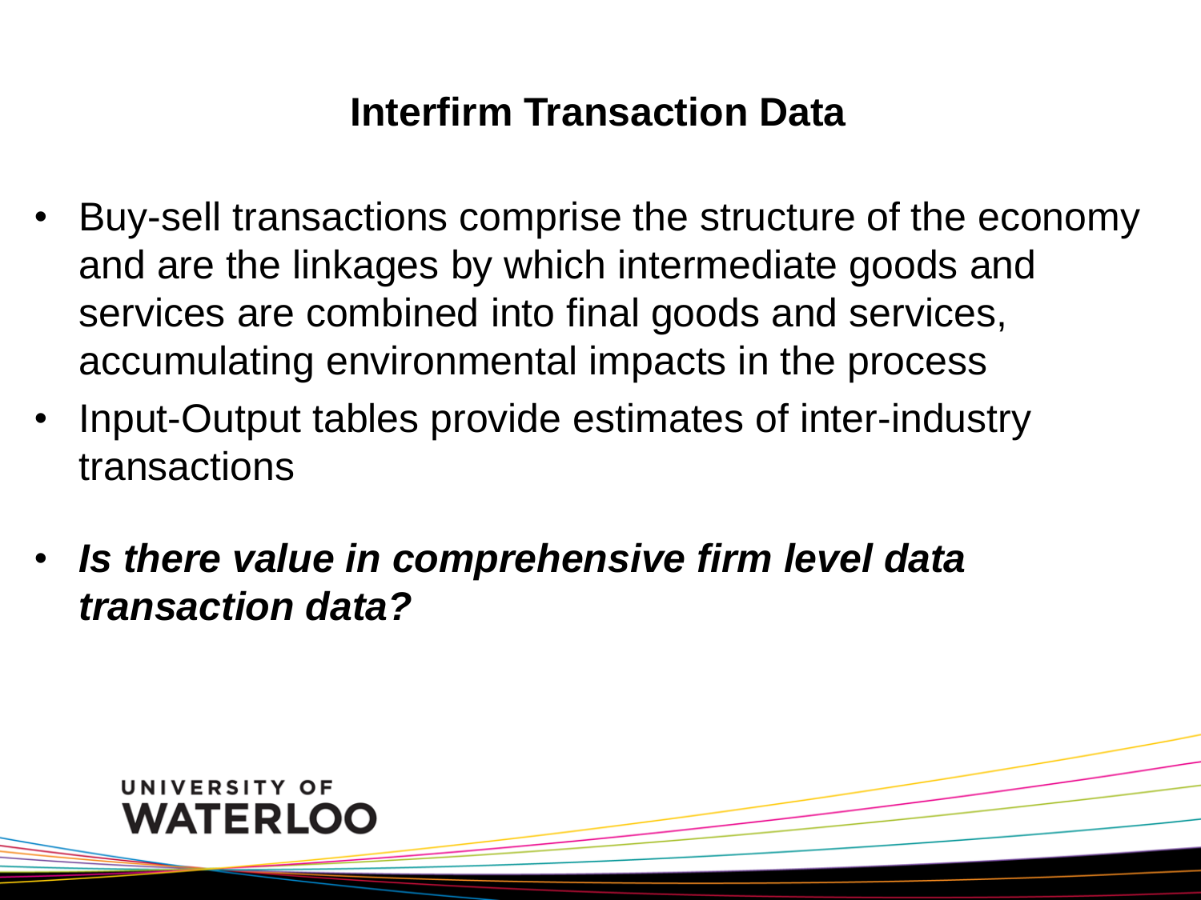# Interfirm Transaction Data

- Buy-sell transactions comprise the structure of the economy and are the linkages by which intermediate goods and services are combined into final goods and services, accumulating environmental impacts in the process
- Input-Output tables provide estimates of inter-industry transactions
- ***Is there value in comprehensive firm level data transaction data?***

UNIVERSITY OF WATERLOO